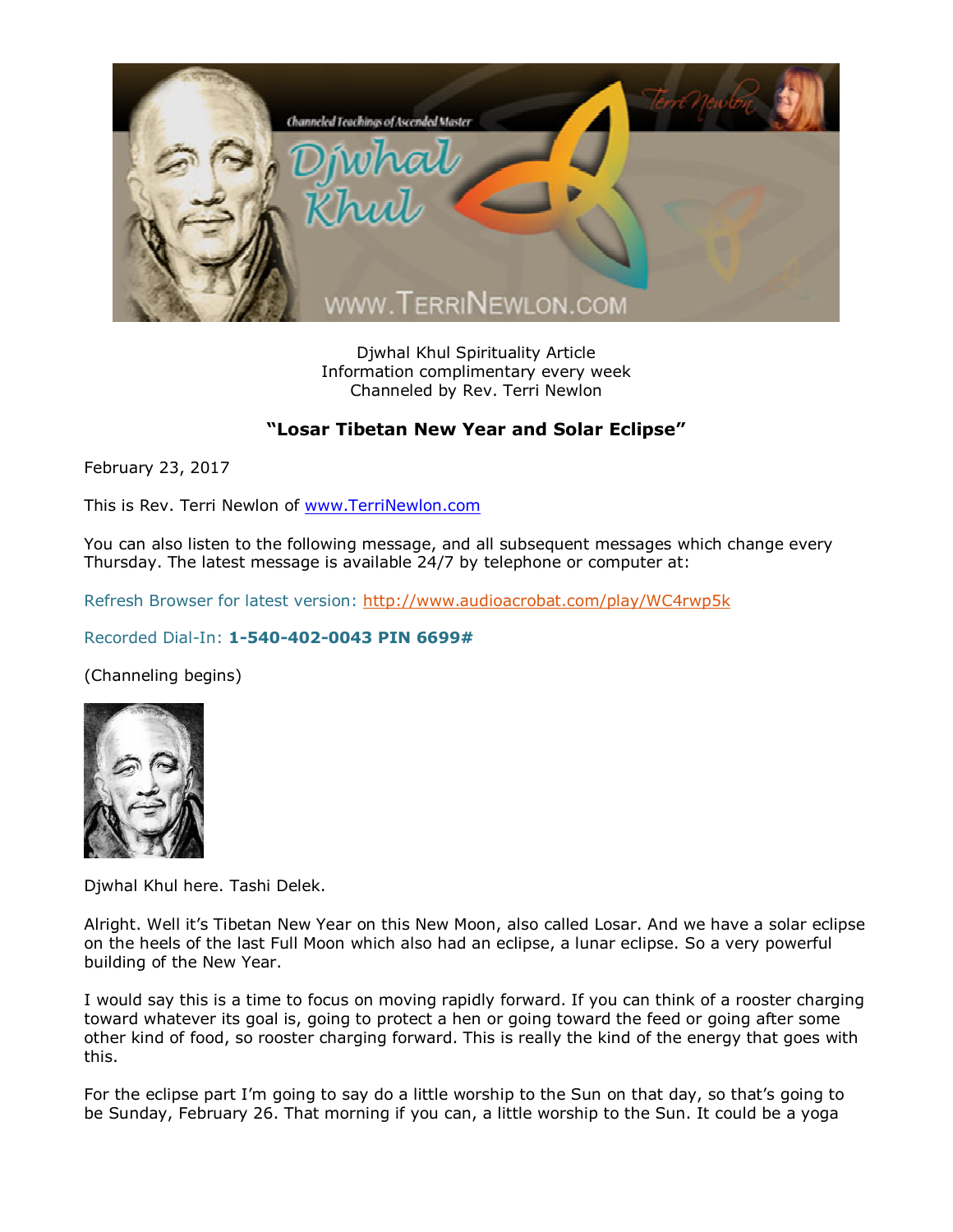Djwhal Khul Spirituality Article
Information complimentary every week
Channeled by Rev. Terri Newlon

## "Losar Tibetan New Year and Solar Eclipse"

February 23, 2017

This is Rev. Terri Newlon of www.TerriNewlon.com

You can also listen to the following message, and all subsequent messages which change every Thursday. The latest message is available 24/7 by telephone or computer at:

Refresh Browser for latest version: http://www.audioacrobat.com/play/WC4rwp5k

Recorded Dial-In: **1-540-402-0043 PIN 6699#**

(Channeling begins)

Djwhal Khul here. Tashi Delek.

Alright. Well it's Tibetan New Year on this New Moon, also called Losar. And we have a solar eclipse on the heels of the last Full Moon which also had an eclipse, a lunar eclipse. So a very powerful building of the New Year.

I would say this is a time to focus on moving rapidly forward. If you can think of a rooster charging toward whatever its goal is, going to protect a hen or going toward the feed or going after some other kind of food, so rooster charging forward. This is really the kind of the energy that goes with this.

For the eclipse part I'm going to say do a little worship to the Sun on that day, so that's going to be Sunday, February 26. That morning if you can, a little worship to the Sun. It could be a yoga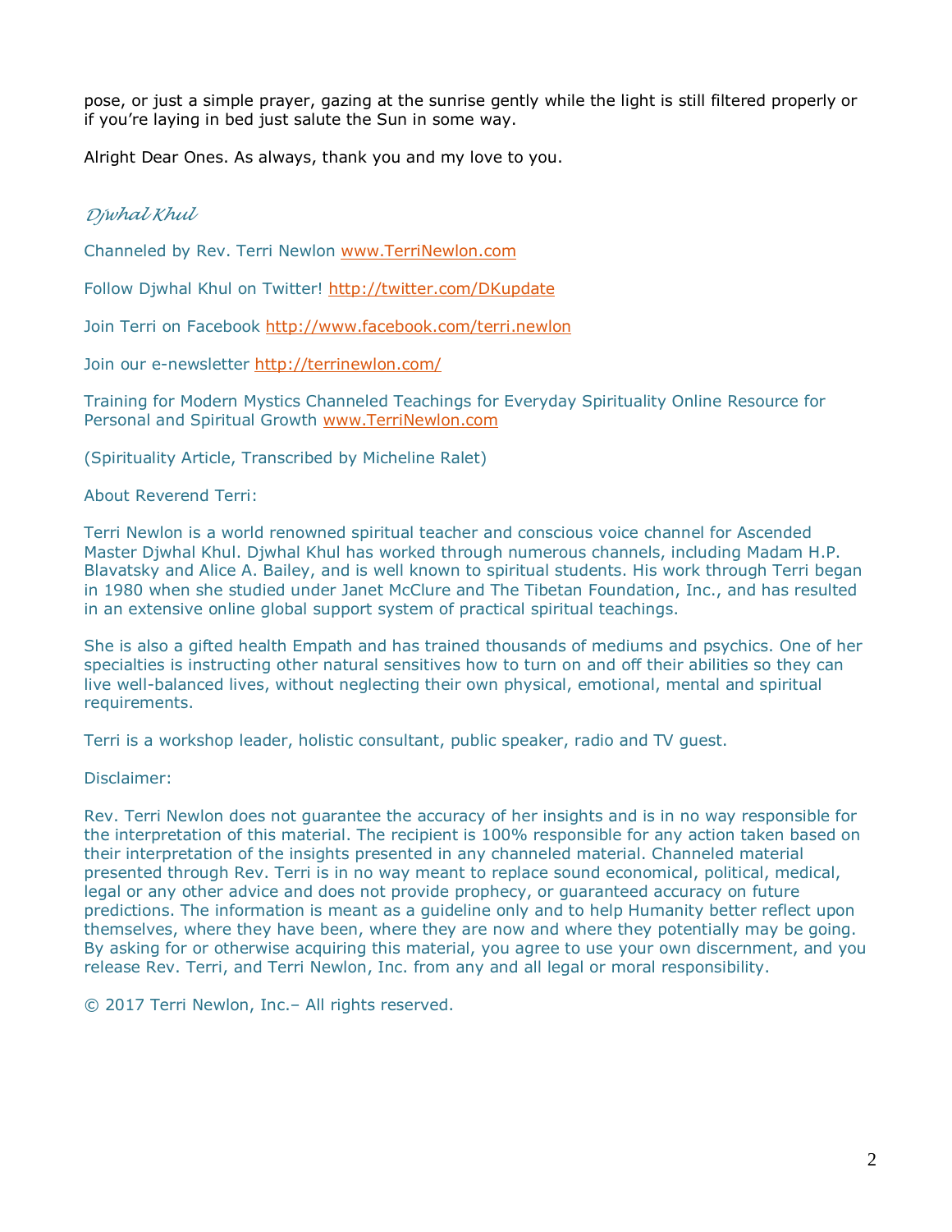pose, or just a simple prayer, gazing at the sunrise gently while the light is still filtered properly or if you're laying in bed just salute the Sun in some way.

Alright Dear Ones. As always, thank you and my love to you.

*Djwhal Khul*

Channeled by Rev. Terri Newlon www.TerriNewlon.com

Follow Djwhal Khul on Twitter! http://twitter.com/DKupdate

Join Terri on Facebook http://www.facebook.com/terri.newlon

Join our e-newsletter http://terrinewlon.com/

Training for Modern Mystics Channeled Teachings for Everyday Spirituality Online Resource for Personal and Spiritual Growth www.TerriNewlon.com

(Spirituality Article, Transcribed by Micheline Ralet)

About Reverend Terri:

Terri Newlon is a world renowned spiritual teacher and conscious voice channel for Ascended Master Djwhal Khul. Djwhal Khul has worked through numerous channels, including Madam H.P. Blavatsky and Alice A. Bailey, and is well known to spiritual students. His work through Terri began in 1980 when she studied under Janet McClure and The Tibetan Foundation, Inc., and has resulted in an extensive online global support system of practical spiritual teachings.

She is also a gifted health Empath and has trained thousands of mediums and psychics. One of her specialties is instructing other natural sensitives how to turn on and off their abilities so they can live well-balanced lives, without neglecting their own physical, emotional, mental and spiritual requirements.

Terri is a workshop leader, holistic consultant, public speaker, radio and TV guest.

Disclaimer:

Rev. Terri Newlon does not guarantee the accuracy of her insights and is in no way responsible for the interpretation of this material. The recipient is 100% responsible for any action taken based on their interpretation of the insights presented in any channeled material. Channeled material presented through Rev. Terri is in no way meant to replace sound economical, political, medical, legal or any other advice and does not provide prophecy, or guaranteed accuracy on future predictions. The information is meant as a guideline only and to help Humanity better reflect upon themselves, where they have been, where they are now and where they potentially may be going. By asking for or otherwise acquiring this material, you agree to use your own discernment, and you release Rev. Terri, and Terri Newlon, Inc. from any and all legal or moral responsibility.

© 2017 Terri Newlon, Inc.– All rights reserved.